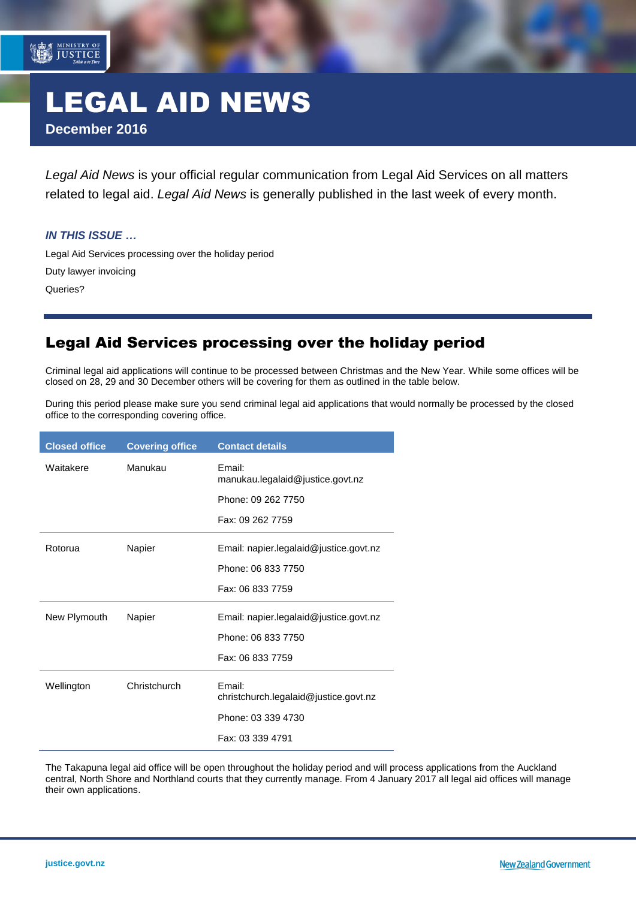# LEGAL AID NEWS

**December 2016**

*Legal Aid News* is your official regular communication from Legal Aid Services on all matters related to legal aid. *Legal Aid News* is generally published in the last week of every month.

***IN THIS ISSUE …***

Legal Aid Services processing over the holiday period

Duty lawyer invoicing

Queries?

## Legal Aid Services processing over the holiday period

Criminal legal aid applications will continue to be processed between Christmas and the New Year. While some offices will be closed on 28, 29 and 30 December others will be covering for them as outlined in the table below.

During this period please make sure you send criminal legal aid applications that would normally be processed by the closed office to the corresponding covering office.

| Closed office | Covering office | Contact details |
|---|---|---|
| Waitakere | Manukau | Email: manukau.legalaid@justice.govt.nz<br>Phone: 09 262 7750<br>Fax: 09 262 7759 |
| Rotorua | Napier | Email: napier.legalaid@justice.govt.nz<br>Phone: 06 833 7750<br>Fax: 06 833 7759 |
| New Plymouth | Napier | Email: napier.legalaid@justice.govt.nz<br>Phone: 06 833 7750<br>Fax: 06 833 7759 |
| Wellington | Christchurch | Email: christchurch.legalaid@justice.govt.nz<br>Phone: 03 339 4730<br>Fax: 03 339 4791 |

The Takapuna legal aid office will be open throughout the holiday period and will process applications from the Auckland central, North Shore and Northland courts that they currently manage. From 4 January 2017 all legal aid offices will manage their own applications.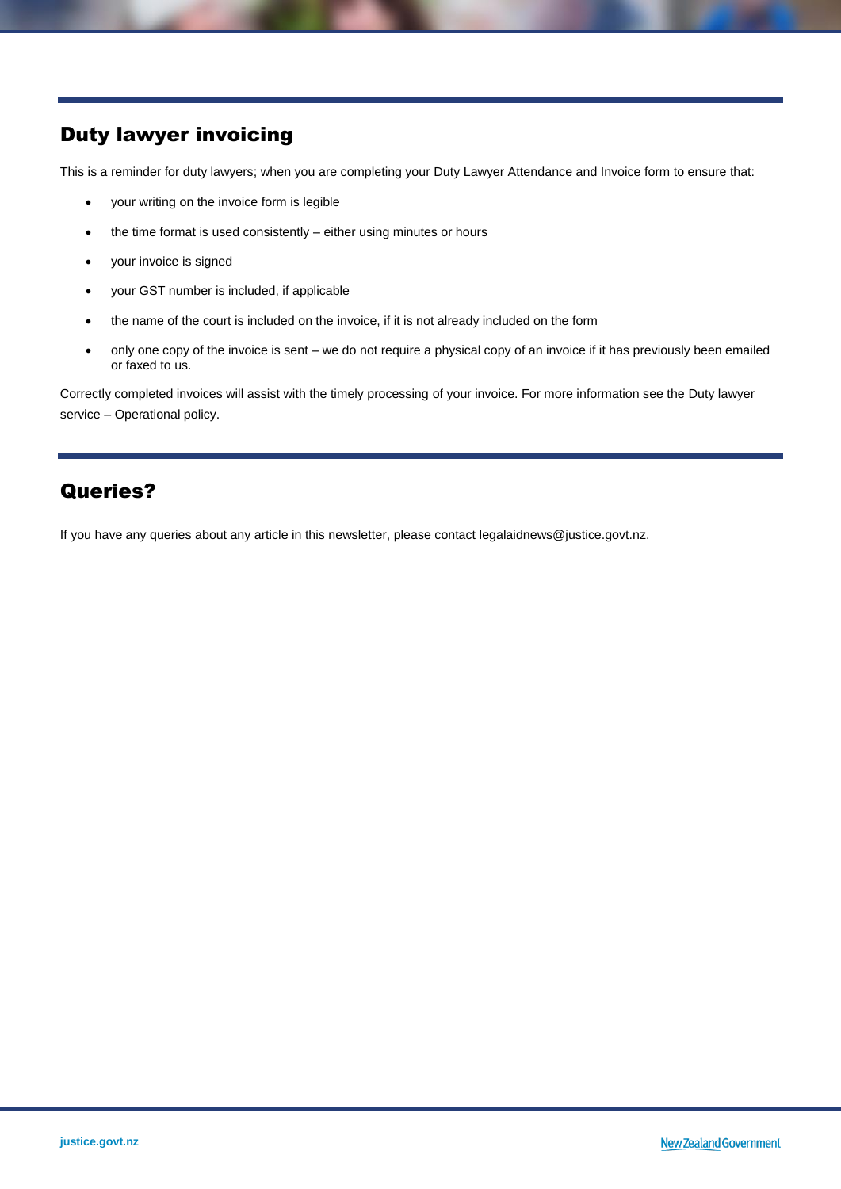## Duty lawyer invoicing

This is a reminder for duty lawyers; when you are completing your Duty Lawyer Attendance and Invoice form to ensure that:

- your writing on the invoice form is legible
- the time format is used consistently – either using minutes or hours
- your invoice is signed
- your GST number is included, if applicable
- the name of the court is included on the invoice, if it is not already included on the form
- only one copy of the invoice is sent – we do not require a physical copy of an invoice if it has previously been emailed or faxed to us.

Correctly completed invoices will assist with the timely processing of your invoice. For more information see the Duty lawyer service – Operational policy.

## Queries?

If you have any queries about any article in this newsletter, please contact legalaidnews@justice.govt.nz.